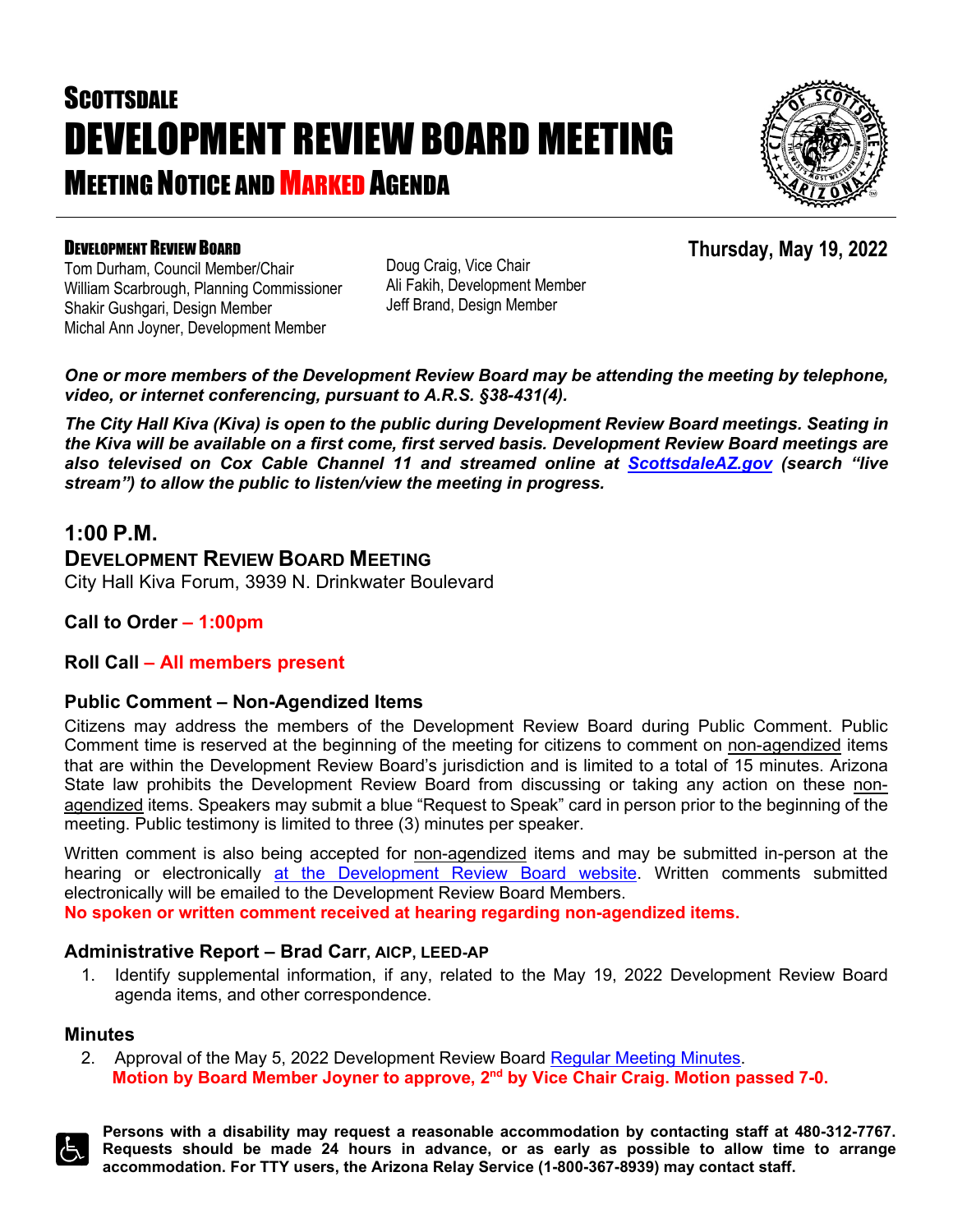# SCOTTSDALE DEVELOPMENT REVIEW BOARD MEETING

## MEETING NOTICE AND MARKED AGENDA

**DEVELOPMENT REVIEW BOARD**

Tom Durham, Council Member/Chair
William Scarbrough, Planning Commissioner
Shakir Gushgari, Design Member
Michal Ann Joyner, Development Member
Doug Craig, Vice Chair
Ali Fakih, Development Member
Jeff Brand, Design Member

**Thursday, May 19, 2022**

***One or more members of the Development Review Board may be attending the meeting by telephone, video, or internet conferencing, pursuant to A.R.S. §38-431(4).***

***The City Hall Kiva (Kiva) is open to the public during Development Review Board meetings. Seating in the Kiva will be available on a first come, first served basis. Development Review Board meetings are also televised on Cox Cable Channel 11 and streamed online at ScottsdaleAZ.gov (search "live stream") to allow the public to listen/view the meeting in progress.***

## 1:00 P.M.

### DEVELOPMENT REVIEW BOARD MEETING

City Hall Kiva Forum, 3939 N. Drinkwater Boulevard

**Call to Order – 1:00pm**

**Roll Call – All members present**

### Public Comment – Non-Agendized Items

Citizens may address the members of the Development Review Board during Public Comment. Public Comment time is reserved at the beginning of the meeting for citizens to comment on non-agendized items that are within the Development Review Board's jurisdiction and is limited to a total of 15 minutes. Arizona State law prohibits the Development Review Board from discussing or taking any action on these non-agendized items. Speakers may submit a blue "Request to Speak" card in person prior to the beginning of the meeting. Public testimony is limited to three (3) minutes per speaker.

Written comment is also being accepted for non-agendized items and may be submitted in-person at the hearing or electronically at the Development Review Board website. Written comments submitted electronically will be emailed to the Development Review Board Members.

**No spoken or written comment received at hearing regarding non-agendized items.**

### Administrative Report – Brad Carr, AICP, LEED-AP

1. Identify supplemental information, if any, related to the May 19, 2022 Development Review Board agenda items, and other correspondence.

### Minutes

2. Approval of the May 5, 2022 Development Review Board Regular Meeting Minutes.
   **Motion by Board Member Joyner to approve, 2nd by Vice Chair Craig. Motion passed 7-0.**

**Persons with a disability may request a reasonable accommodation by contacting staff at 480-312-7767. Requests should be made 24 hours in advance, or as early as possible to allow time to arrange accommodation. For TTY users, the Arizona Relay Service (1-800-367-8939) may contact staff.**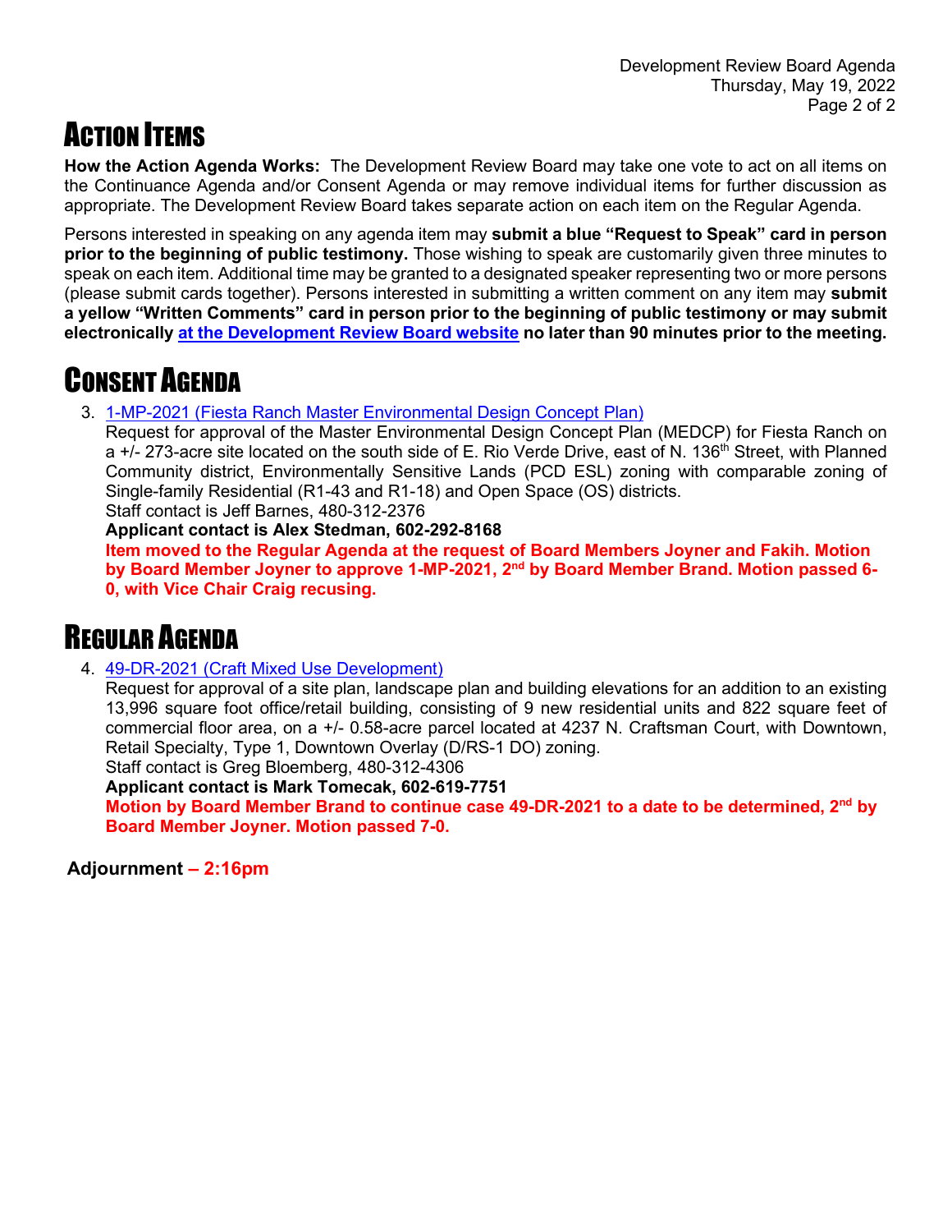# Action Items

**How the Action Agenda Works:** The Development Review Board may take one vote to act on all items on the Continuance Agenda and/or Consent Agenda or may remove individual items for further discussion as appropriate. The Development Review Board takes separate action on each item on the Regular Agenda.

Persons interested in speaking on any agenda item may **submit a blue "Request to Speak" card in person prior to the beginning of public testimony.** Those wishing to speak are customarily given three minutes to speak on each item. Additional time may be granted to a designated speaker representing two or more persons (please submit cards together). Persons interested in submitting a written comment on any item may **submit a yellow "Written Comments" card in person prior to the beginning of public testimony or may submit electronically at the Development Review Board website no later than 90 minutes prior to the meeting.**

# Consent Agenda

3. 1-MP-2021 (Fiesta Ranch Master Environmental Design Concept Plan)
   Request for approval of the Master Environmental Design Concept Plan (MEDCP) for Fiesta Ranch on a +/- 273-acre site located on the south side of E. Rio Verde Drive, east of N. 136th Street, with Planned Community district, Environmentally Sensitive Lands (PCD ESL) zoning with comparable zoning of Single-family Residential (R1-43 and R1-18) and Open Space (OS) districts.
   Staff contact is Jeff Barnes, 480-312-2376
   **Applicant contact is Alex Stedman, 602-292-8168**
   **Item moved to the Regular Agenda at the request of Board Members Joyner and Fakih. Motion by Board Member Joyner to approve 1-MP-2021, 2nd by Board Member Brand. Motion passed 6-0, with Vice Chair Craig recusing.**

# Regular Agenda

4. 49-DR-2021 (Craft Mixed Use Development)
   Request for approval of a site plan, landscape plan and building elevations for an addition to an existing 13,996 square foot office/retail building, consisting of 9 new residential units and 822 square feet of commercial floor area, on a +/- 0.58-acre parcel located at 4237 N. Craftsman Court, with Downtown, Retail Specialty, Type 1, Downtown Overlay (D/RS-1 DO) zoning.
   Staff contact is Greg Bloemberg, 480-312-4306
   **Applicant contact is Mark Tomecak, 602-619-7751**
   **Motion by Board Member Brand to continue case 49-DR-2021 to a date to be determined, 2nd by Board Member Joyner. Motion passed 7-0.**

**Adjournment – 2:16pm**